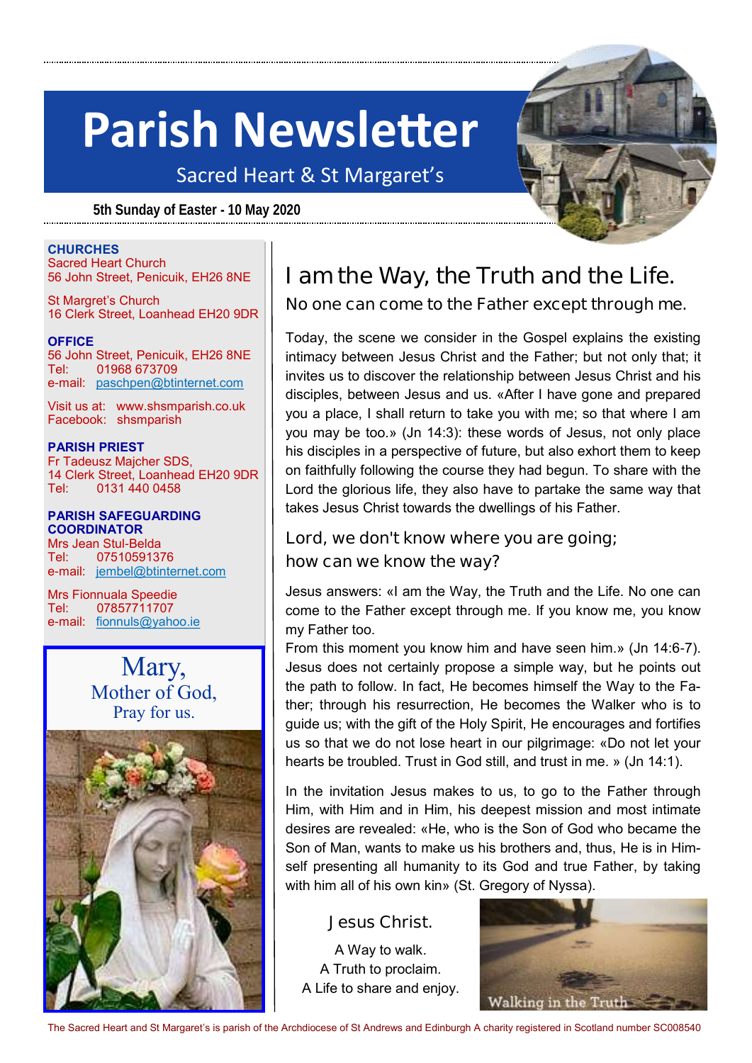# Parish Newsletter

Sacred Heart & St Margaret's

**5th Sunday of Easter - 10 May 2020**

**CHURCHES**
Sacred Heart Church
56 John Street, Penicuik, EH26 8NE

St Margret's Church
16 Clerk Street, Loanhead EH20 9DR

**OFFICE**
56 John Street, Penicuik, EH26 8NE
Tel: 01968 673709
e-mail: paschpen@btinternet.com

Visit us at: www.shsmparish.co.uk
Facebook: shsmparish

**PARISH PRIEST**
Fr Tadeusz Majcher SDS,
14 Clerk Street, Loanhead EH20 9DR
Tel: 0131 440 0458

**PARISH SAFEGUARDING COORDINATOR**
Mrs Jean Stul-Belda
Tel: 07510591376
e-mail: jembel@btinternet.com

Mrs Fionnuala Speedie
Tel: 07857711707
e-mail: fionnuls@yahoo.ie

Mary,
Mother of God,
Pray for us.

## I am the Way, the Truth and the Life.

### No one can come to the Father except through me.

Today, the scene we consider in the Gospel explains the existing intimacy between Jesus Christ and the Father; but not only that; it invites us to discover the relationship between Jesus Christ and his disciples, between Jesus and us. «After I have gone and prepared you a place, I shall return to take you with me; so that where I am you may be too.» (Jn 14:3): these words of Jesus, not only place his disciples in a perspective of future, but also exhort them to keep on faithfully following the course they had begun. To share with the Lord the glorious life, they also have to partake the same way that takes Jesus Christ towards the dwellings of his Father.

### Lord, we don't know where you are going; how can we know the way?

Jesus answers: «I am the Way, the Truth and the Life. No one can come to the Father except through me. If you know me, you know my Father too.
From this moment you know him and have seen him.» (Jn 14:6-7). Jesus does not certainly propose a simple way, but he points out the path to follow. In fact, He becomes himself the Way to the Father; through his resurrection, He becomes the Walker who is to guide us; with the gift of the Holy Spirit, He encourages and fortifies us so that we do not lose heart in our pilgrimage: «Do not let your hearts be troubled. Trust in God still, and trust in me. » (Jn 14:1).

In the invitation Jesus makes to us, to go to the Father through Him, with Him and in Him, his deepest mission and most intimate desires are revealed: «He, who is the Son of God who became the Son of Man, wants to make us his brothers and, thus, He is in Himself presenting all humanity to its God and true Father, by taking with him all of his own kin» (St. Gregory of Nyssa).

Jesus Christ.

A Way to walk.
A Truth to proclaim.
A Life to share and enjoy.

Walking in the Truth

The Sacred Heart and St Margaret's is parish of the Archdiocese of St Andrews and Edinburgh A charity registered in Scotland number SC008540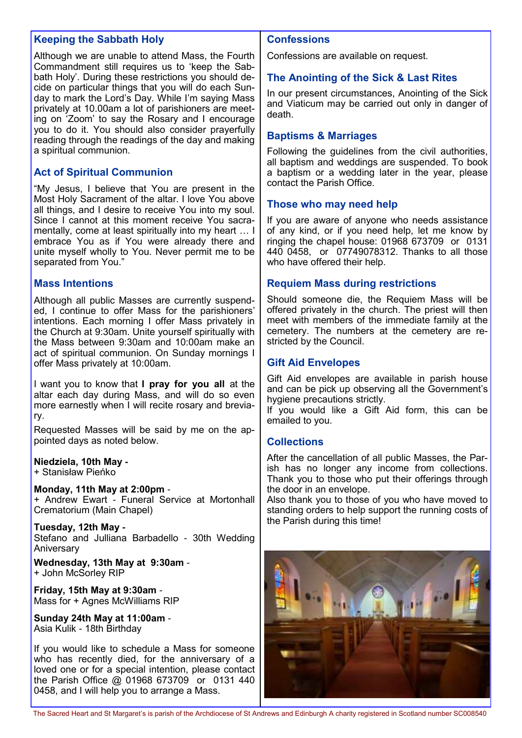## Keeping the Sabbath Holy

Although we are unable to attend Mass, the Fourth Commandment still requires us to 'keep the Sabbath Holy'. During these restrictions you should decide on particular things that you will do each Sunday to mark the Lord's Day. While I'm saying Mass privately at 10.00am a lot of parishioners are meeting on 'Zoom' to say the Rosary and I encourage you to do it. You should also consider prayerfully reading through the readings of the day and making a spiritual communion.

## Act of Spiritual Communion

"My Jesus, I believe that You are present in the Most Holy Sacrament of the altar. I love You above all things, and I desire to receive You into my soul. Since I cannot at this moment receive You sacramentally, come at least spiritually into my heart … I embrace You as if You were already there and unite myself wholly to You. Never permit me to be separated from You."

## Mass Intentions

Although all public Masses are currently suspended, I continue to offer Mass for the parishioners' intentions. Each morning I offer Mass privately in the Church at 9:30am. Unite yourself spiritually with the Mass between 9:30am and 10:00am make an act of spiritual communion. On Sunday mornings I offer Mass privately at 10:00am.

I want you to know that **I pray for you all** at the altar each day during Mass, and will do so even more earnestly when I will recite rosary and breviary.

Requested Masses will be said by me on the appointed days as noted below.

**Niedziela, 10th May -**
+ Stanisław Pieńko

**Monday, 11th May at 2:00pm** -
+ Andrew Ewart - Funeral Service at Mortonhall Crematorium (Main Chapel)

**Tuesday, 12th May -**
Stefano and Julliana Barbadello - 30th Wedding Aniversary

**Wednesday, 13th May at 9:30am** -
+ John McSorley RIP

**Friday, 15th May at 9:30am** -
Mass for + Agnes McWilliams RIP

**Sunday 24th May at 11:00am** -
Asia Kulik - 18th Birthday

If you would like to schedule a Mass for someone who has recently died, for the anniversary of a loved one or for a special intention, please contact the Parish Office @ 01968 673709 or 0131 440 0458, and I will help you to arrange a Mass.

## Confessions

Confessions are available on request.

## The Anointing of the Sick & Last Rites

In our present circumstances, Anointing of the Sick and Viaticum may be carried out only in danger of death.

## Baptisms & Marriages

Following the guidelines from the civil authorities, all baptism and weddings are suspended. To book a baptism or a wedding later in the year, please contact the Parish Office.

## Those who may need help

If you are aware of anyone who needs assistance of any kind, or if you need help, let me know by ringing the chapel house: 01968 673709 or 0131 440 0458, or 07749078312. Thanks to all those who have offered their help.

## Requiem Mass during restrictions

Should someone die, the Requiem Mass will be offered privately in the church. The priest will then meet with members of the immediate family at the cemetery. The numbers at the cemetery are restricted by the Council.

## Gift Aid Envelopes

Gift Aid envelopes are available in parish house and can be pick up observing all the Government's hygiene precautions strictly.
If you would like a Gift Aid form, this can be emailed to you.

## Collections

After the cancellation of all public Masses, the Parish has no longer any income from collections. Thank you to those who put their offerings through the door in an envelope.
Also thank you to those of you who have moved to standing orders to help support the running costs of the Parish during this time!

The Sacred Heart and St Margaret's is parish of the Archdiocese of St Andrews and Edinburgh A charity registered in Scotland number SC008540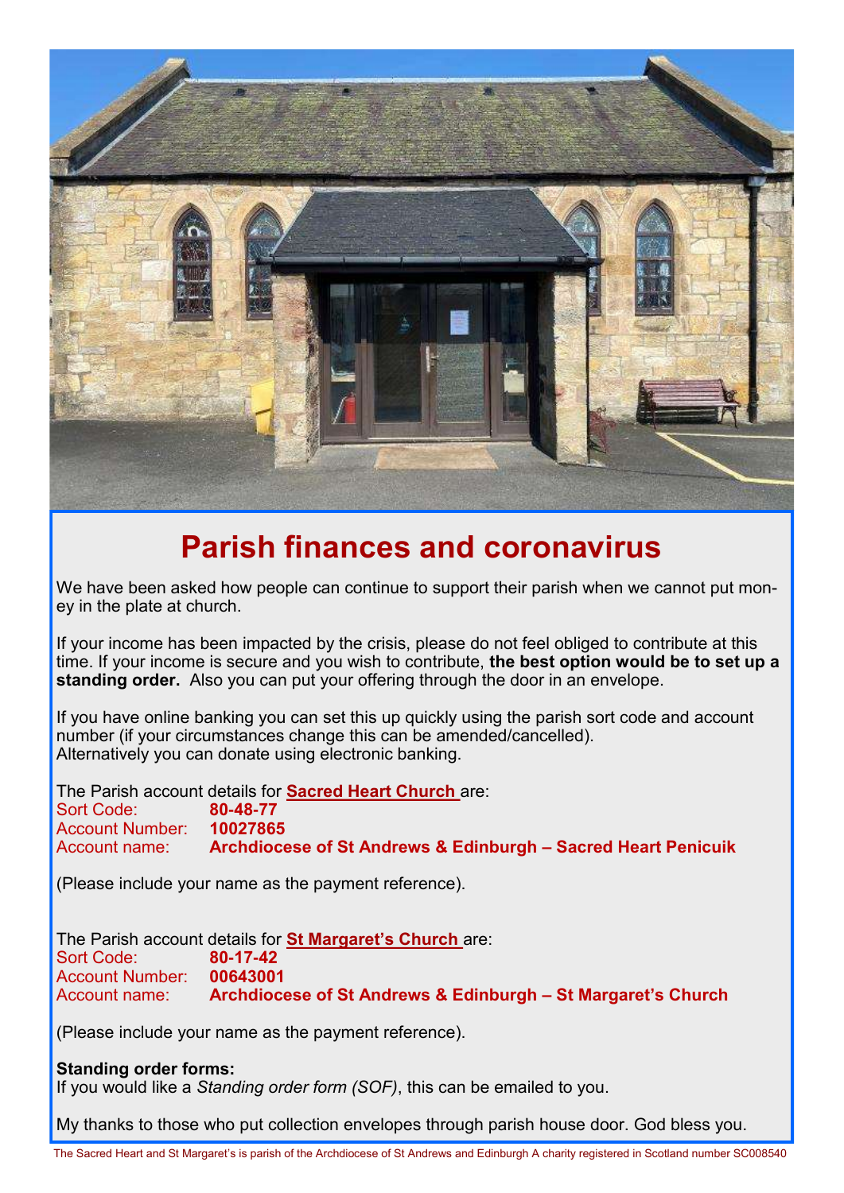# Parish finances and coronavirus

We have been asked how people can continue to support their parish when we cannot put money in the plate at church.

If your income has been impacted by the crisis, please do not feel obliged to contribute at this time. If your income is secure and you wish to contribute, **the best option would be to set up a standing order.** Also you can put your offering through the door in an envelope.

If you have online banking you can set this up quickly using the parish sort code and account number (if your circumstances change this can be amended/cancelled).
Alternatively you can donate using electronic banking.

The Parish account details for **Sacred Heart Church** are:
Sort Code: **80-48-77**
Account Number: **10027865**
Account name: **Archdiocese of St Andrews & Edinburgh – Sacred Heart Penicuik**

(Please include your name as the payment reference).

The Parish account details for **St Margaret's Church** are:
Sort Code: **80-17-42**
Account Number: **00643001**
Account name: **Archdiocese of St Andrews & Edinburgh – St Margaret's Church**

(Please include your name as the payment reference).

**Standing order forms:**
If you would like a *Standing order form (SOF)*, this can be emailed to you.

My thanks to those who put collection envelopes through parish house door. God bless you.

The Sacred Heart and St Margaret's is parish of the Archdiocese of St Andrews and Edinburgh A charity registered in Scotland number SC008540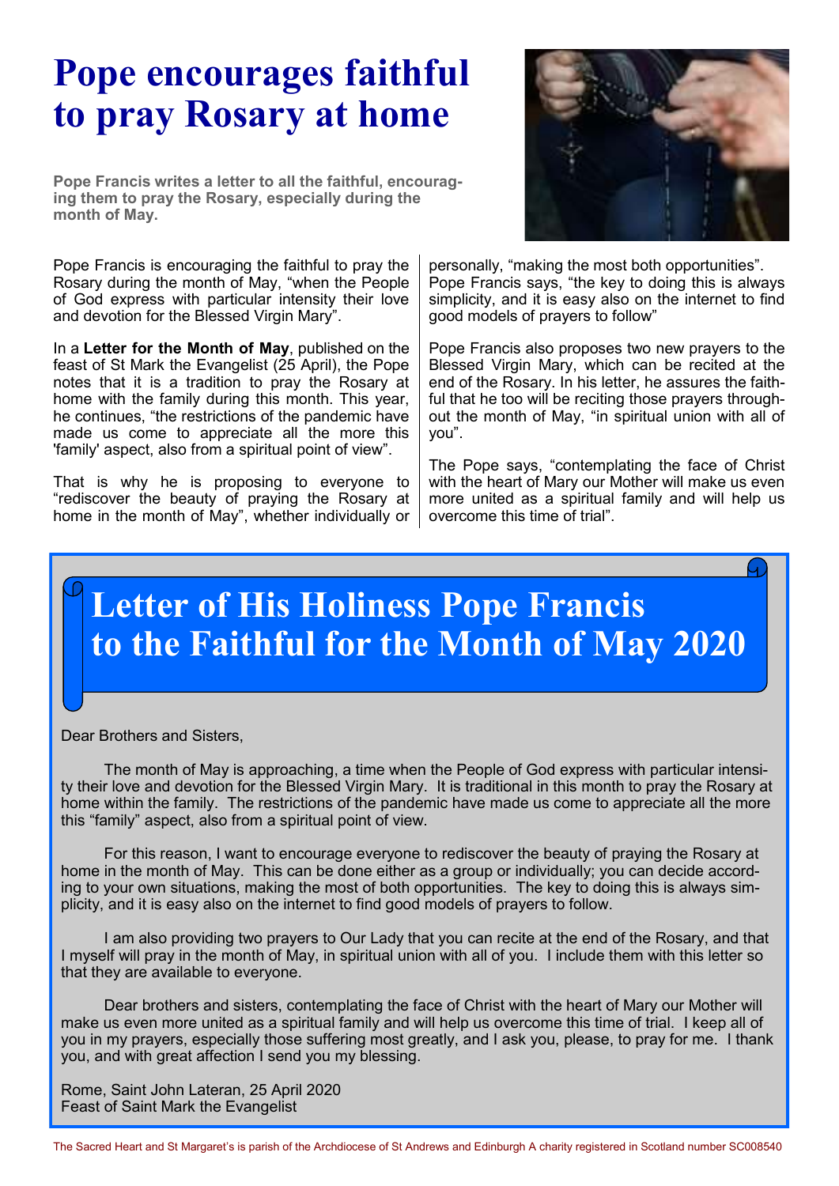# Pope encourages faithful to pray Rosary at home

**Pope Francis writes a letter to all the faithful, encouraging them to pray the Rosary, especially during the month of May.**

Pope Francis is encouraging the faithful to pray the Rosary during the month of May, "when the People of God express with particular intensity their love and devotion for the Blessed Virgin Mary".

In a **Letter for the Month of May**, published on the feast of St Mark the Evangelist (25 April), the Pope notes that it is a tradition to pray the Rosary at home with the family during this month. This year, he continues, "the restrictions of the pandemic have made us come to appreciate all the more this 'family' aspect, also from a spiritual point of view".

That is why he is proposing to everyone to "rediscover the beauty of praying the Rosary at home in the month of May", whether individually or personally, "making the most both opportunities". Pope Francis says, "the key to doing this is always simplicity, and it is easy also on the internet to find good models of prayers to follow"

Pope Francis also proposes two new prayers to the Blessed Virgin Mary, which can be recited at the end of the Rosary. In his letter, he assures the faithful that he too will be reciting those prayers throughout the month of May, "in spiritual union with all of you".

The Pope says, "contemplating the face of Christ with the heart of Mary our Mother will make us even more united as a spiritual family and will help us overcome this time of trial".

## Letter of His Holiness Pope Francis to the Faithful for the Month of May 2020

Dear Brothers and Sisters,

The month of May is approaching, a time when the People of God express with particular intensity their love and devotion for the Blessed Virgin Mary. It is traditional in this month to pray the Rosary at home within the family. The restrictions of the pandemic have made us come to appreciate all the more this "family" aspect, also from a spiritual point of view.

For this reason, I want to encourage everyone to rediscover the beauty of praying the Rosary at home in the month of May. This can be done either as a group or individually; you can decide according to your own situations, making the most of both opportunities. The key to doing this is always simplicity, and it is easy also on the internet to find good models of prayers to follow.

I am also providing two prayers to Our Lady that you can recite at the end of the Rosary, and that I myself will pray in the month of May, in spiritual union with all of you. I include them with this letter so that they are available to everyone.

Dear brothers and sisters, contemplating the face of Christ with the heart of Mary our Mother will make us even more united as a spiritual family and will help us overcome this time of trial. I keep all of you in my prayers, especially those suffering most greatly, and I ask you, please, to pray for me. I thank you, and with great affection I send you my blessing.

Rome, Saint John Lateran, 25 April 2020
Feast of Saint Mark the Evangelist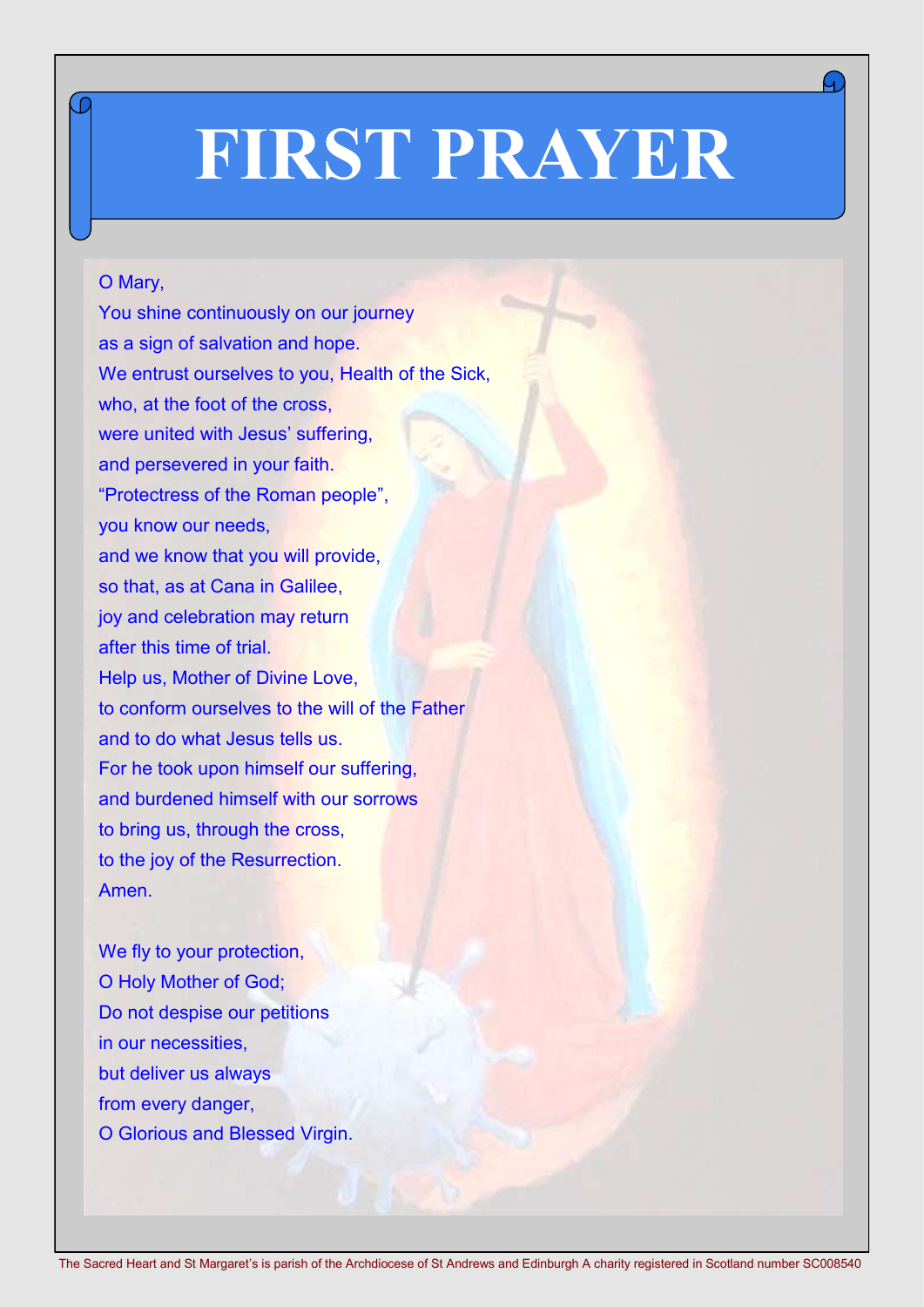# FIRST PRAYER

O Mary,
You shine continuously on our journey
as a sign of salvation and hope.
We entrust ourselves to you, Health of the Sick,
who, at the foot of the cross,
were united with Jesus' suffering,
and persevered in your faith.
"Protectress of the Roman people",
you know our needs,
and we know that you will provide,
so that, as at Cana in Galilee,
joy and celebration may return
after this time of trial.
Help us, Mother of Divine Love,
to conform ourselves to the will of the Father
and to do what Jesus tells us.
For he took upon himself our suffering,
and burdened himself with our sorrows
to bring us, through the cross,
to the joy of the Resurrection.
Amen.

We fly to your protection,
O Holy Mother of God;
Do not despise our petitions
in our necessities,
but deliver us always
from every danger,
O Glorious and Blessed Virgin.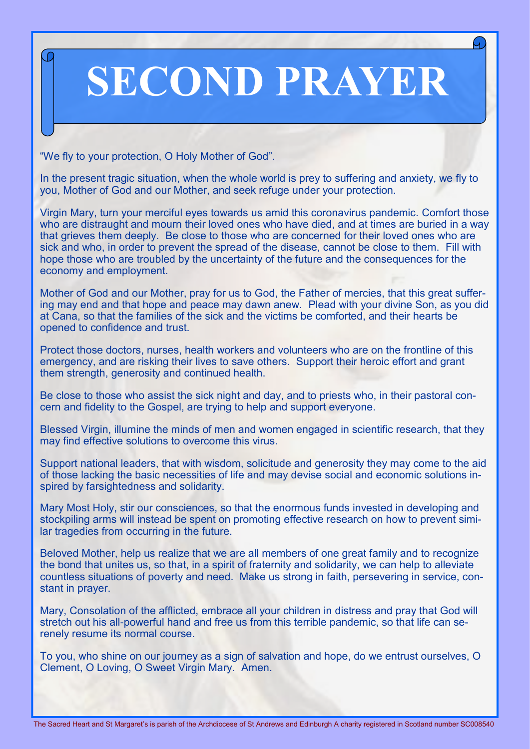# SECOND PRAYER

"We fly to your protection, O Holy Mother of God".

In the present tragic situation, when the whole world is prey to suffering and anxiety, we fly to you, Mother of God and our Mother, and seek refuge under your protection.

Virgin Mary, turn your merciful eyes towards us amid this coronavirus pandemic. Comfort those who are distraught and mourn their loved ones who have died, and at times are buried in a way that grieves them deeply. Be close to those who are concerned for their loved ones who are sick and who, in order to prevent the spread of the disease, cannot be close to them. Fill with hope those who are troubled by the uncertainty of the future and the consequences for the economy and employment.

Mother of God and our Mother, pray for us to God, the Father of mercies, that this great suffering may end and that hope and peace may dawn anew. Plead with your divine Son, as you did at Cana, so that the families of the sick and the victims be comforted, and their hearts be opened to confidence and trust.

Protect those doctors, nurses, health workers and volunteers who are on the frontline of this emergency, and are risking their lives to save others. Support their heroic effort and grant them strength, generosity and continued health.

Be close to those who assist the sick night and day, and to priests who, in their pastoral concern and fidelity to the Gospel, are trying to help and support everyone.

Blessed Virgin, illumine the minds of men and women engaged in scientific research, that they may find effective solutions to overcome this virus.

Support national leaders, that with wisdom, solicitude and generosity they may come to the aid of those lacking the basic necessities of life and may devise social and economic solutions inspired by farsightedness and solidarity.

Mary Most Holy, stir our consciences, so that the enormous funds invested in developing and stockpiling arms will instead be spent on promoting effective research on how to prevent similar tragedies from occurring in the future.

Beloved Mother, help us realize that we are all members of one great family and to recognize the bond that unites us, so that, in a spirit of fraternity and solidarity, we can help to alleviate countless situations of poverty and need. Make us strong in faith, persevering in service, constant in prayer.

Mary, Consolation of the afflicted, embrace all your children in distress and pray that God will stretch out his all-powerful hand and free us from this terrible pandemic, so that life can serenely resume its normal course.

To you, who shine on our journey as a sign of salvation and hope, do we entrust ourselves, O Clement, O Loving, O Sweet Virgin Mary. Amen.

The Sacred Heart and St Margaret's is parish of the Archdiocese of St Andrews and Edinburgh A charity registered in Scotland number SC008540